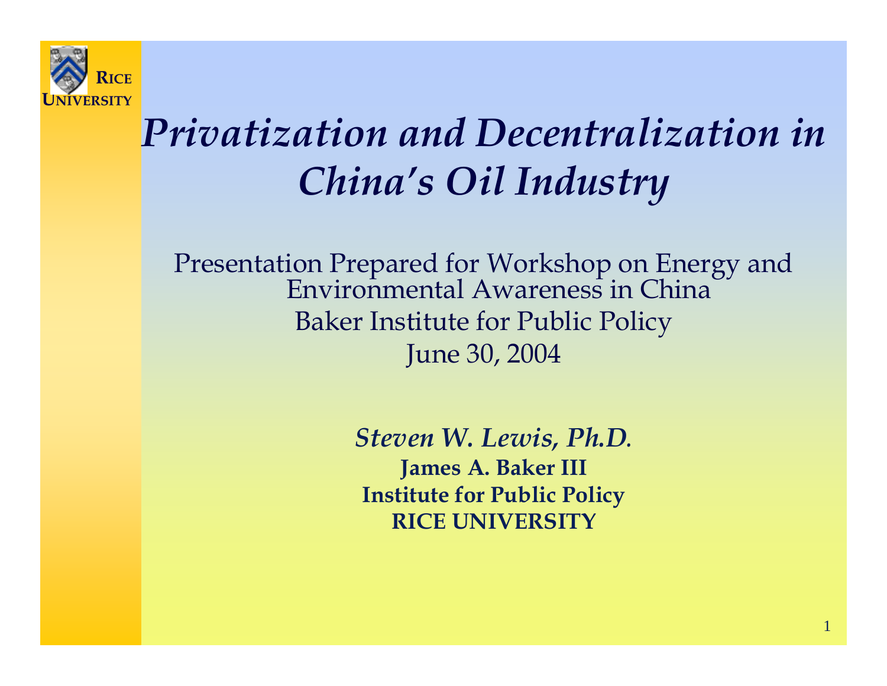RICE UNIVERSITY

# *Privatization and Decentralization in China's Oil Industry*

Presentation Prepared for Workshop on Energy and Environmental Awareness in China

Baker Institute for Public Policy

June 30, 2004

***Steven W. Lewis, Ph.D.***

**James A. Baker III**

**Institute for Public Policy**

**RICE UNIVERSITY**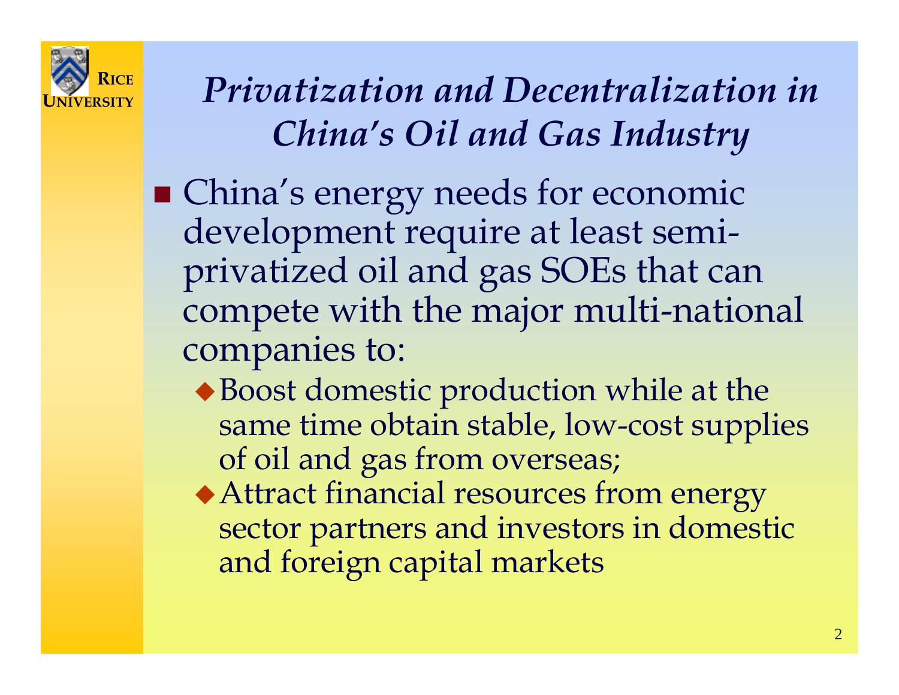# *Privatization and Decentralization in China's Oil and Gas Industry*

- China's energy needs for economic development require at least semi-privatized oil and gas SOEs that can compete with the major multi-national companies to:
  - Boost domestic production while at the same time obtain stable, low-cost supplies of oil and gas from overseas;
  - Attract financial resources from energy sector partners and investors in domestic and foreign capital markets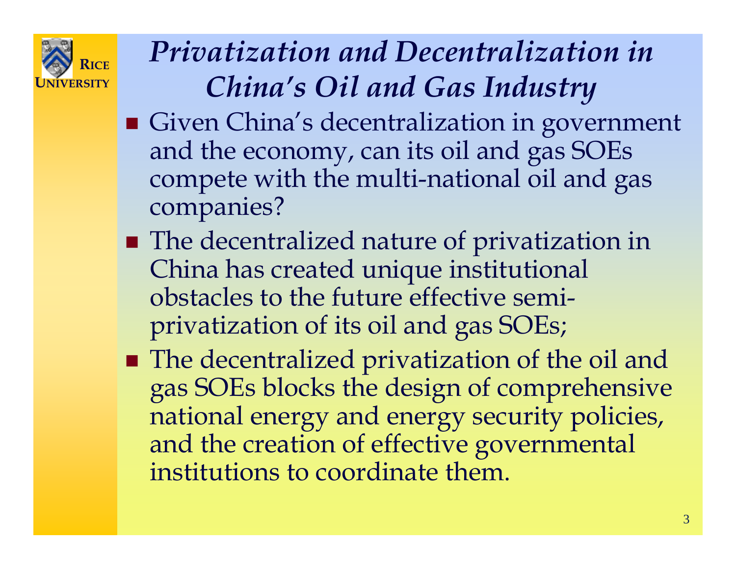# *Privatization and Decentralization in China's Oil and Gas Industry*

- Given China's decentralization in government and the economy, can its oil and gas SOEs compete with the multi-national oil and gas companies?
- The decentralized nature of privatization in China has created unique institutional obstacles to the future effective semi-privatization of its oil and gas SOEs;
- The decentralized privatization of the oil and gas SOEs blocks the design of comprehensive national energy and energy security policies, and the creation of effective governmental institutions to coordinate them.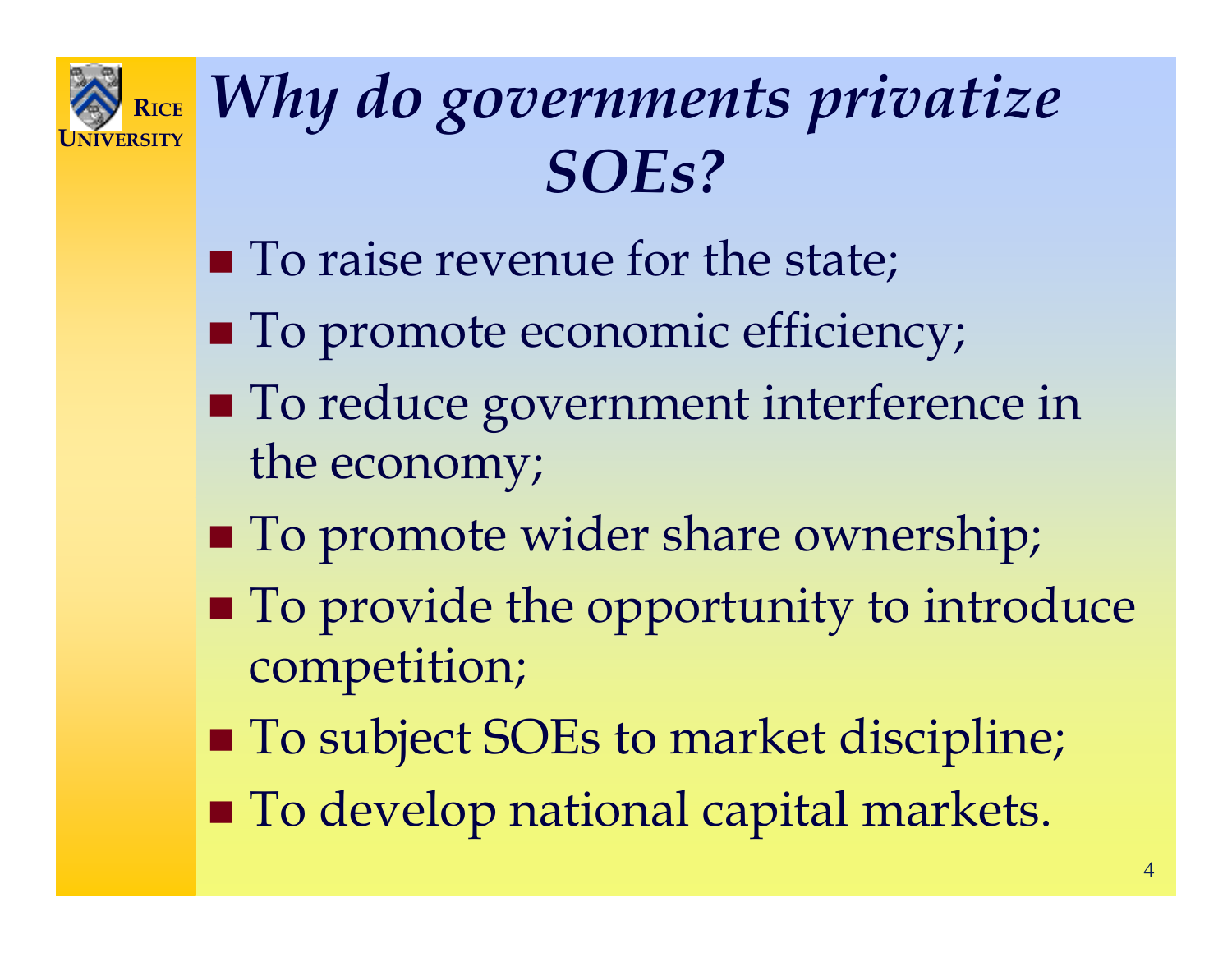# *Why do governments privatize SOEs?*

- To raise revenue for the state;
- To promote economic efficiency;
- To reduce government interference in the economy;
- To promote wider share ownership;
- To provide the opportunity to introduce competition;
- To subject SOEs to market discipline;
- To develop national capital markets.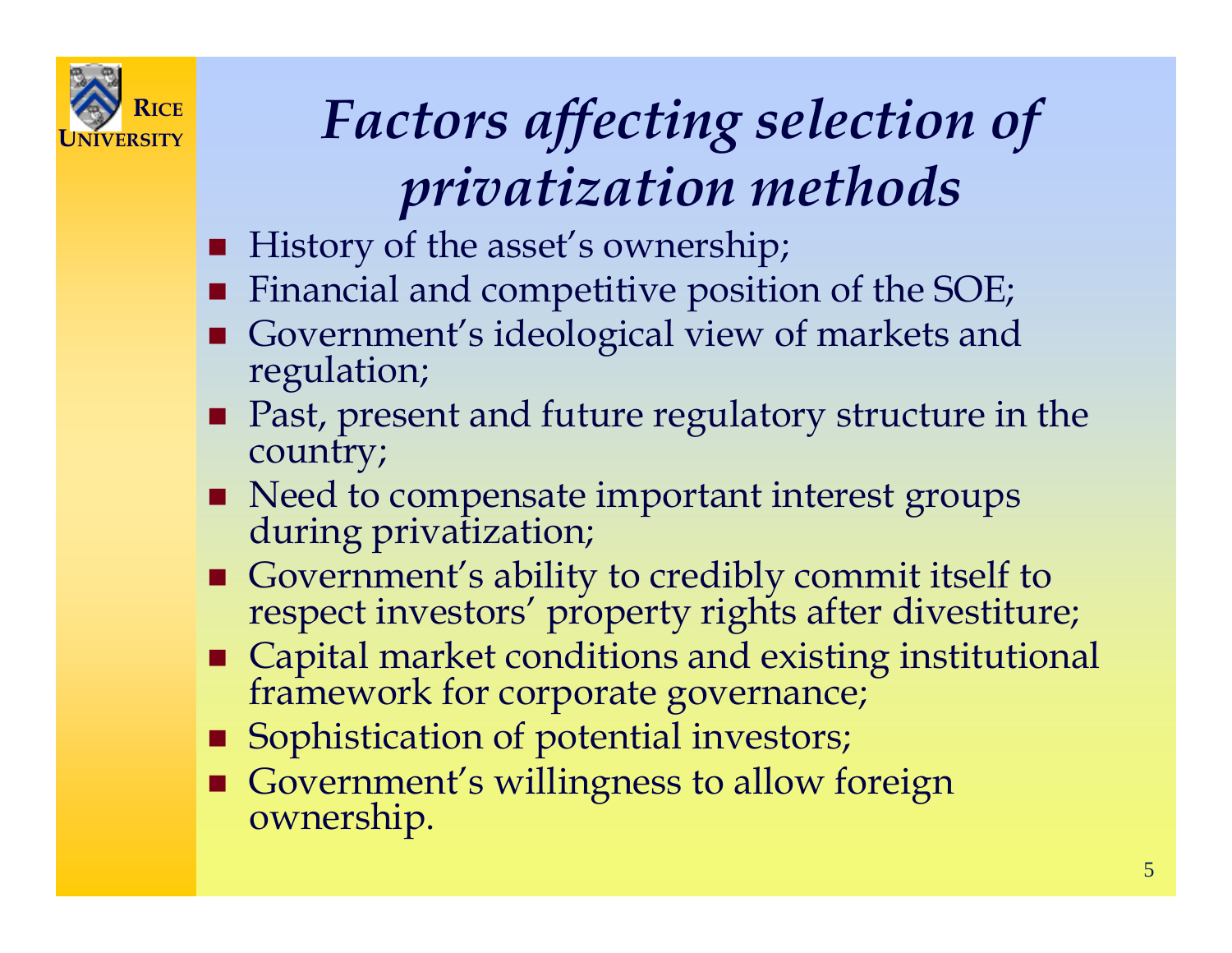# *Factors affecting selection of privatization methods*

- History of the asset's ownership;
- Financial and competitive position of the SOE;
- Government's ideological view of markets and regulation;
- Past, present and future regulatory structure in the country;
- Need to compensate important interest groups during privatization;
- Government's ability to credibly commit itself to respect investors' property rights after divestiture;
- Capital market conditions and existing institutional framework for corporate governance;
- Sophistication of potential investors;
- Government's willingness to allow foreign ownership.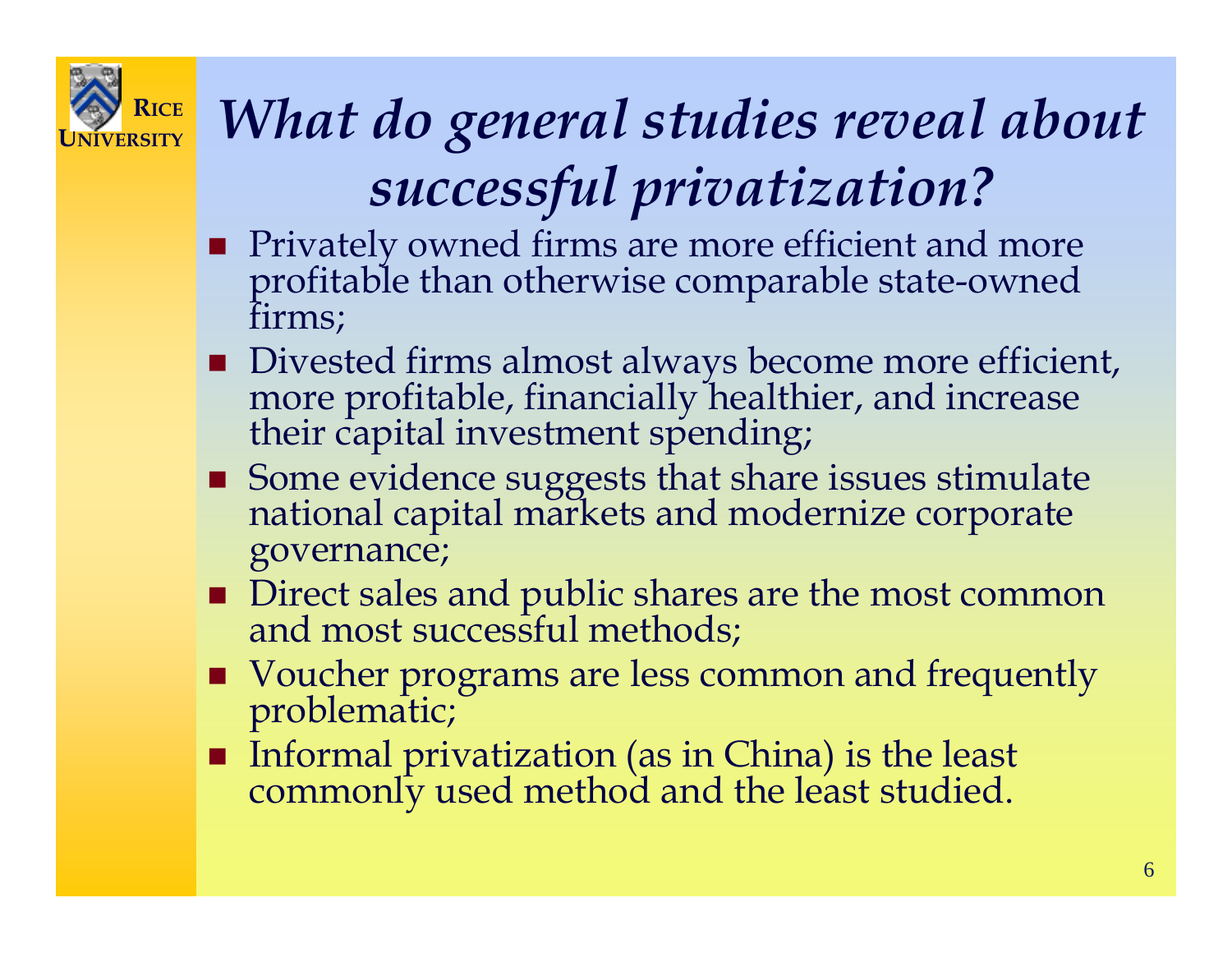# *What do general studies reveal about successful privatization?*

- Privately owned firms are more efficient and more profitable than otherwise comparable state-owned firms;
- Divested firms almost always become more efficient, more profitable, financially healthier, and increase their capital investment spending;
- Some evidence suggests that share issues stimulate national capital markets and modernize corporate governance;
- Direct sales and public shares are the most common and most successful methods;
- Voucher programs are less common and frequently problematic;
- Informal privatization (as in China) is the least commonly used method and the least studied.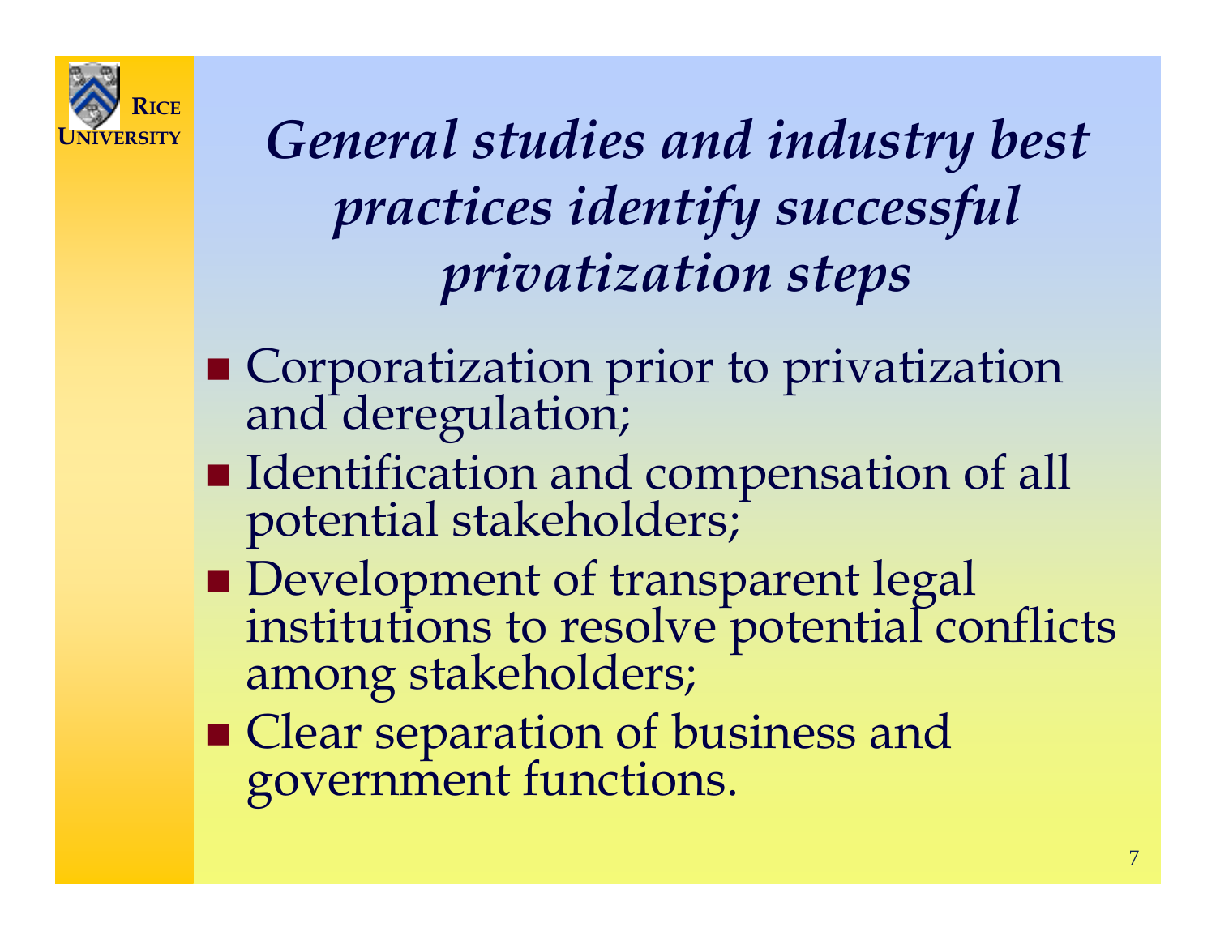# *General studies and industry best practices identify successful privatization steps*

- Corporatization prior to privatization and deregulation;
- Identification and compensation of all potential stakeholders;
- Development of transparent legal institutions to resolve potential conflicts among stakeholders;
- Clear separation of business and government functions.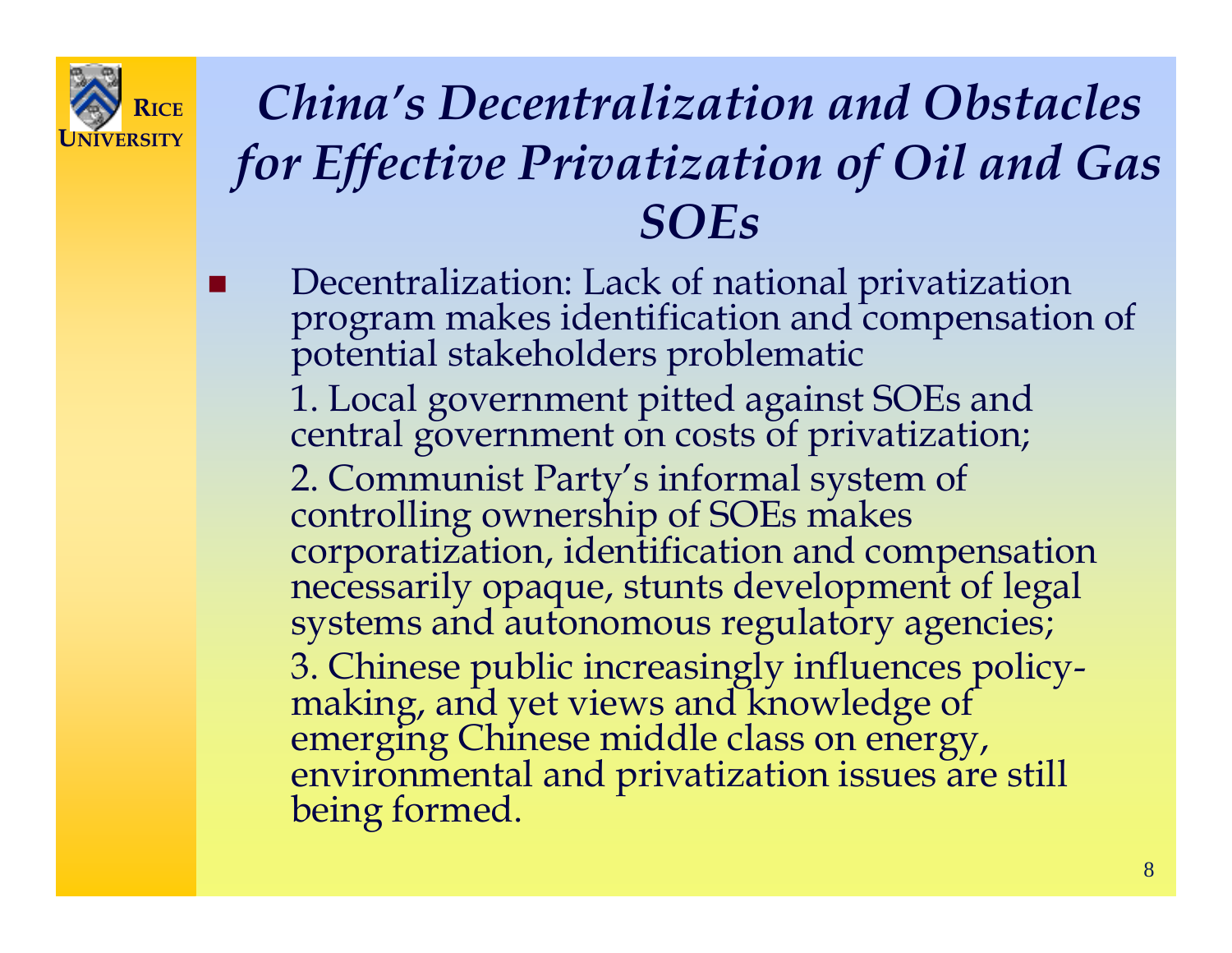# *China's Decentralization and Obstacles for Effective Privatization of Oil and Gas SOEs*

- Decentralization: Lack of national privatization program makes identification and compensation of potential stakeholders problematic

  1. Local government pitted against SOEs and central government on costs of privatization;
  2. Communist Party's informal system of controlling ownership of SOEs makes corporatization, identification and compensation necessarily opaque, stunts development of legal systems and autonomous regulatory agencies;
  3. Chinese public increasingly influences policy-making, and yet views and knowledge of emerging Chinese middle class on energy, environmental and privatization issues are still being formed.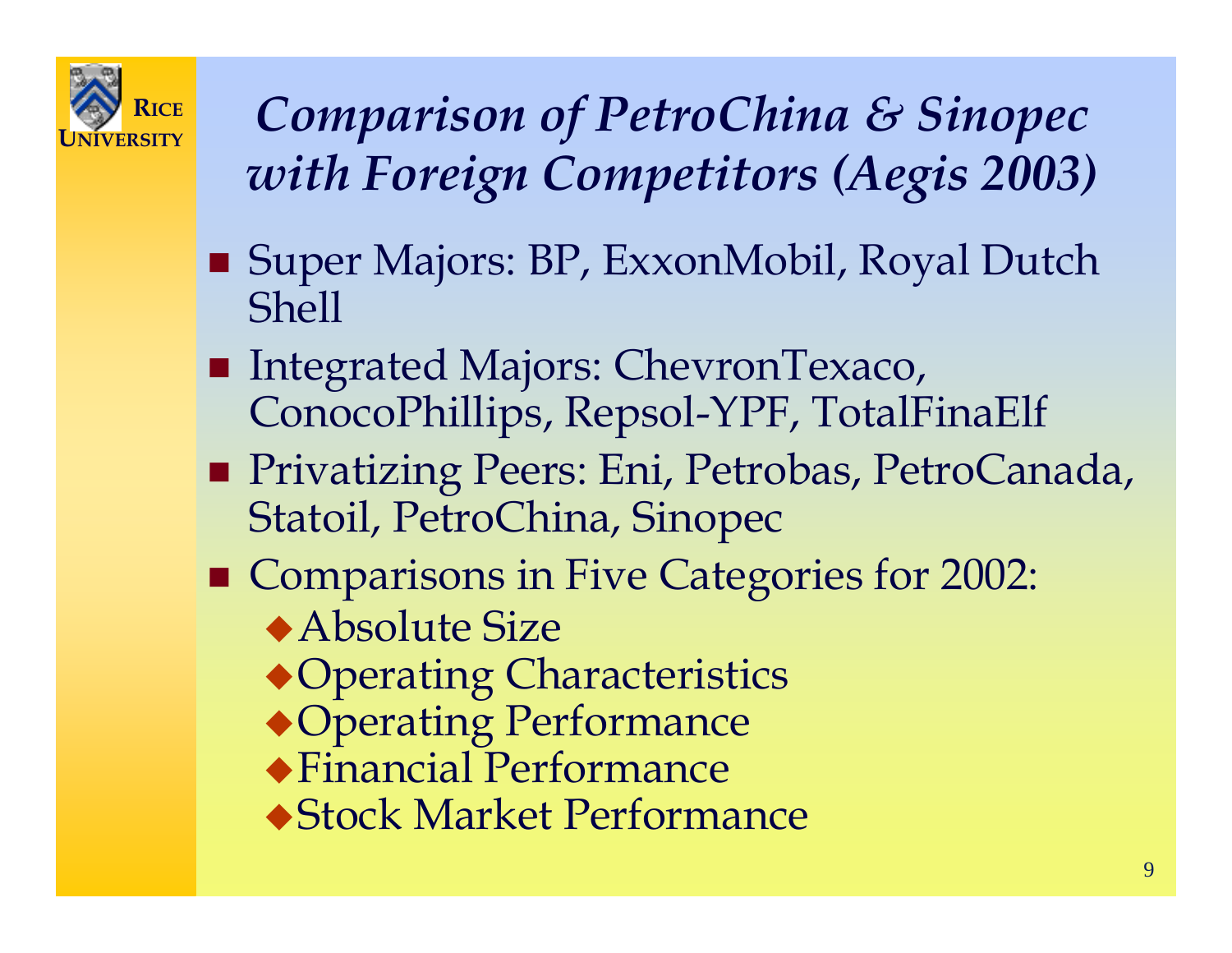# *Comparison of PetroChina & Sinopec with Foreign Competitors (Aegis 2003)*

- Super Majors: BP, ExxonMobil, Royal Dutch Shell
- Integrated Majors: ChevronTexaco, ConocoPhillips, Repsol-YPF, TotalFinaElf
- Privatizing Peers: Eni, Petrobas, PetroCanada, Statoil, PetroChina, Sinopec
- Comparisons in Five Categories for 2002:
  - Absolute Size
  - Operating Characteristics
  - Operating Performance
  - Financial Performance
  - Stock Market Performance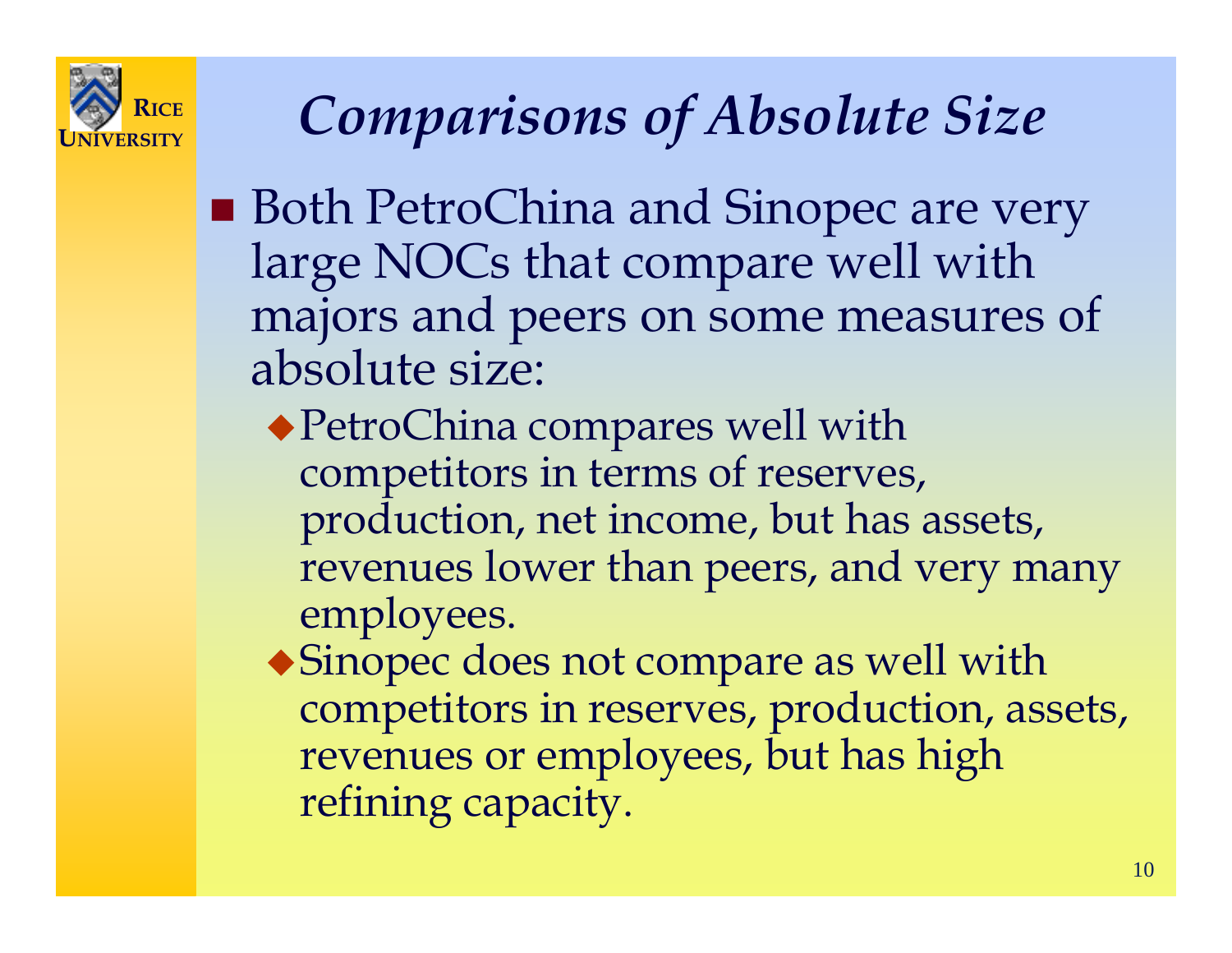# *Comparisons of Absolute Size*

- Both PetroChina and Sinopec are very large NOCs that compare well with majors and peers on some measures of absolute size:
  - PetroChina compares well with competitors in terms of reserves, production, net income, but has assets, revenues lower than peers, and very many employees.
  - Sinopec does not compare as well with competitors in reserves, production, assets, revenues or employees, but has high refining capacity.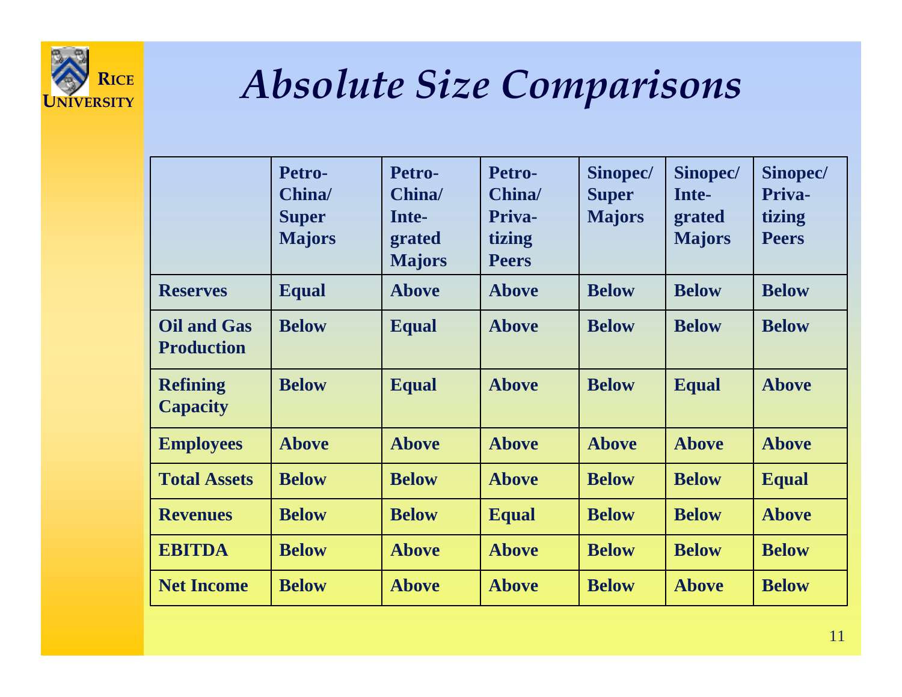# *Absolute Size Comparisons*

| | Petro-China/ Super Majors | Petro-China/ Integrated Majors | Petro-China/ Privatizing Peers | Sinopec/ Super Majors | Sinopec/ Integrated Majors | Sinopec/ Privatizing Peers |
|---|---|---|---|---|---|---|
| **Reserves** | Equal | Above | Above | Below | Below | Below |
| **Oil and Gas Production** | Below | Equal | Above | Below | Below | Below |
| **Refining Capacity** | Below | Equal | Above | Below | Equal | Above |
| **Employees** | Above | Above | Above | Above | Above | Above |
| **Total Assets** | Below | Below | Above | Below | Below | Equal |
| **Revenues** | Below | Below | Equal | Below | Below | Above |
| **EBITDA** | Below | Above | Above | Below | Below | Below |
| **Net Income** | Below | Above | Above | Below | Above | Below |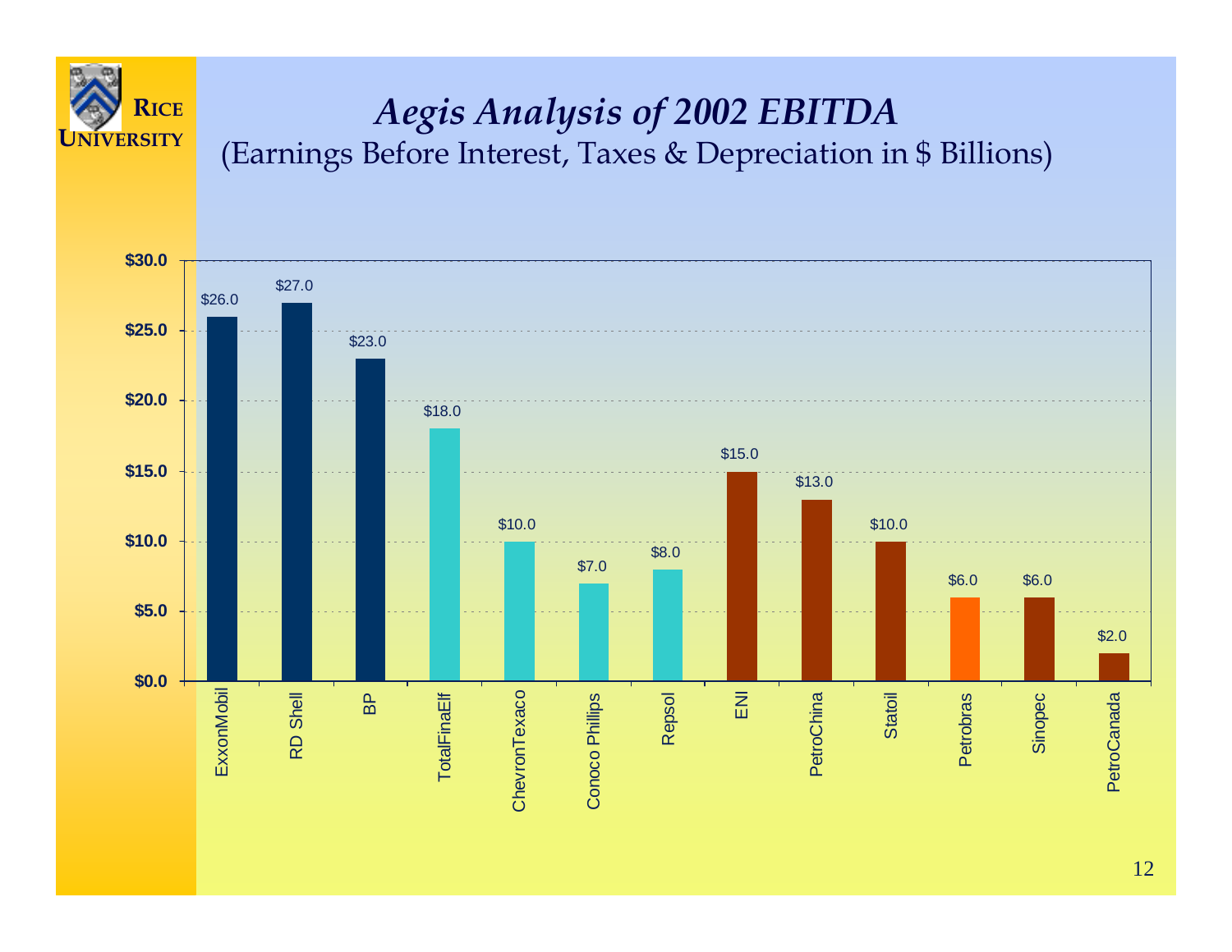# *Aegis Analysis of 2002 EBITDA*

(Earnings Before Interest, Taxes & Depreciation in $ Billions)

| Company | EBITDA ($ Billions) |
|---|---|
| ExxonMobil | $26.0 |
| RD Shell | $27.0 |
| BP | $23.0 |
| TotalFinaElf | $18.0 |
| ChevronTexaco | $10.0 |
| Conoco Phillips | $7.0 |
| Repsol | $8.0 |
| ENI | $15.0 |
| PetroChina | $13.0 |
| Statoil | $10.0 |
| Petrobras | $6.0 |
| Sinopec | $6.0 |
| PetroCanada | $2.0 |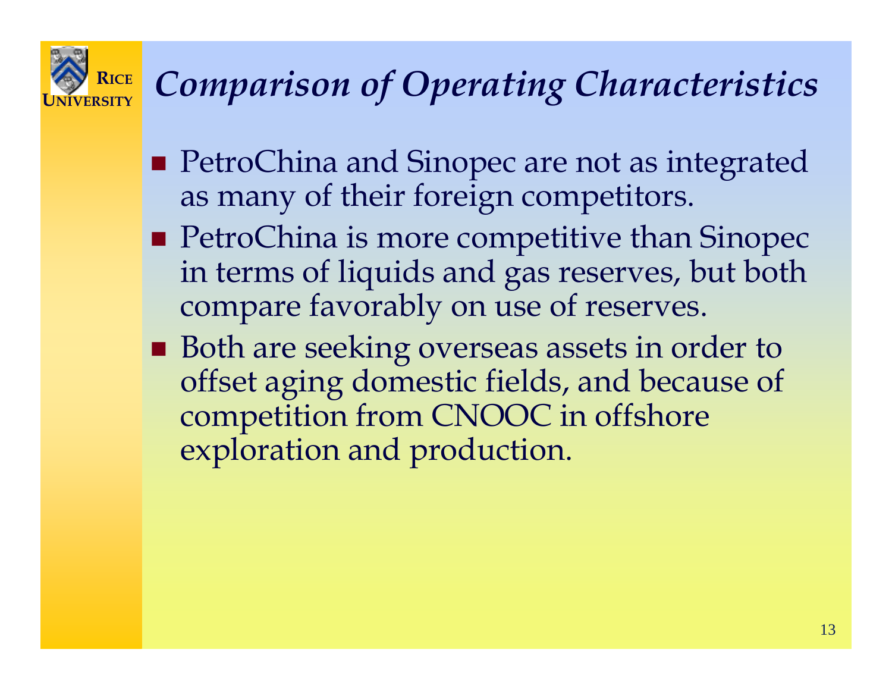# *Comparison of Operating Characteristics*

- PetroChina and Sinopec are not as integrated as many of their foreign competitors.
- PetroChina is more competitive than Sinopec in terms of liquids and gas reserves, but both compare favorably on use of reserves.
- Both are seeking overseas assets in order to offset aging domestic fields, and because of competition from CNOOC in offshore exploration and production.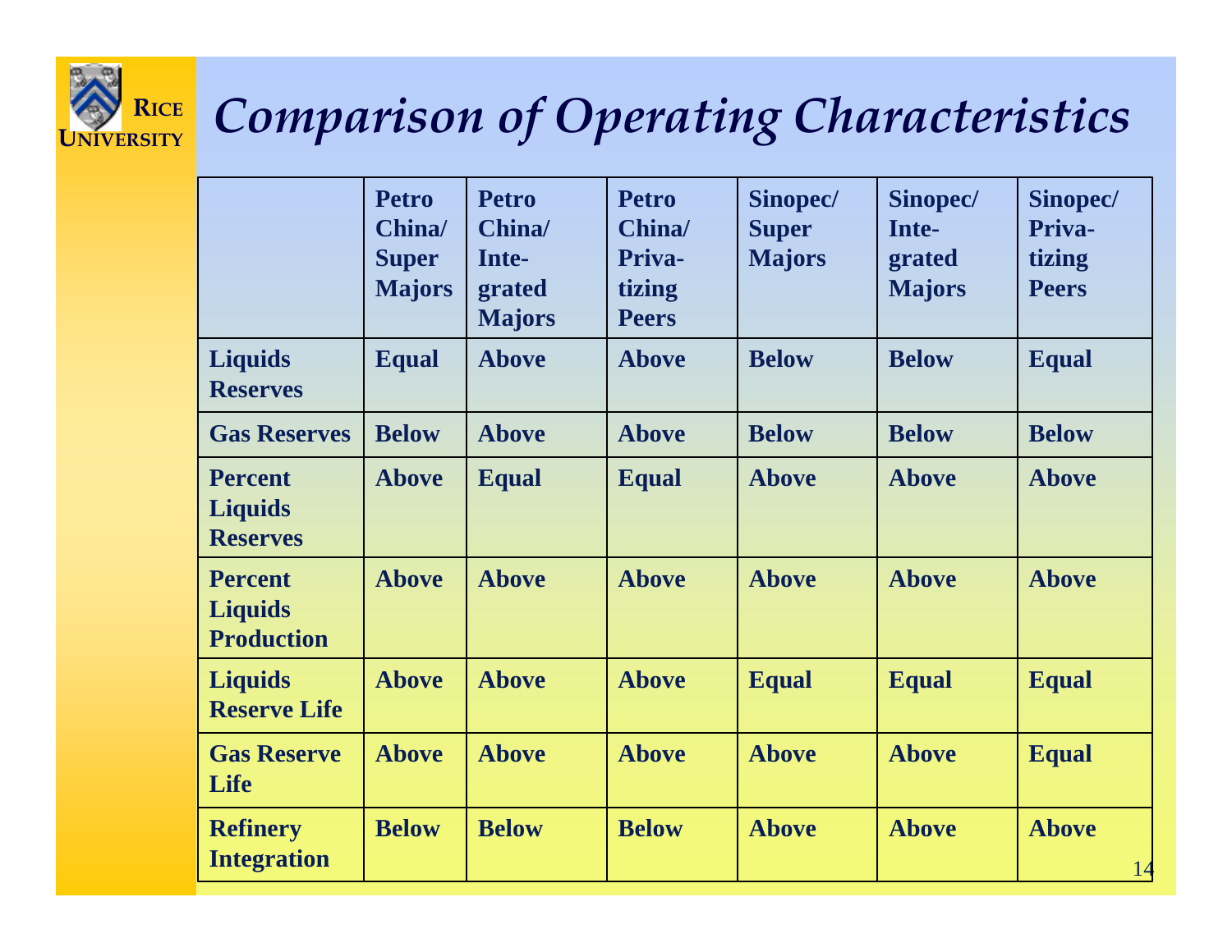# Comparison of Operating Characteristics

| | Petro China/ Super Majors | Petro China/ Integrated Majors | Petro China/ Privatizing Peers | Sinopec/ Super Majors | Sinopec/ Integrated Majors | Sinopec/ Privatizing Peers |
|---|---|---|---|---|---|---|
| **Liquids Reserves** | **Equal** | **Above** | **Above** | **Below** | **Below** | **Equal** |
| **Gas Reserves** | **Below** | **Above** | **Above** | **Below** | **Below** | **Below** |
| **Percent Liquids Reserves** | **Above** | **Equal** | **Equal** | **Above** | **Above** | **Above** |
| **Percent Liquids Production** | **Above** | **Above** | **Above** | **Above** | **Above** | **Above** |
| **Liquids Reserve Life** | **Above** | **Above** | **Above** | **Equal** | **Equal** | **Equal** |
| **Gas Reserve Life** | **Above** | **Above** | **Above** | **Above** | **Above** | **Equal** |
| **Refinery Integration** | **Below** | **Below** | **Below** | **Above** | **Above** | **Above** |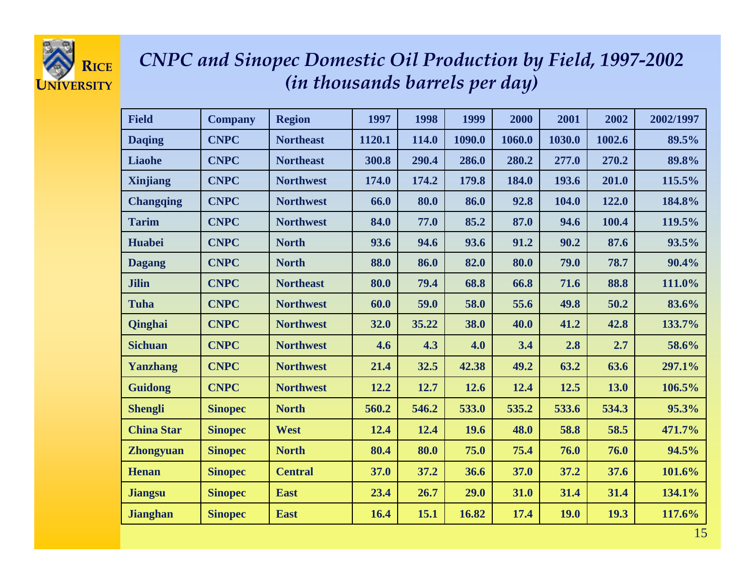## *CNPC and Sinopec Domestic Oil Production by Field, 1997-2002 (in thousands barrels per day)*

| Field | Company | Region | 1997 | 1998 | 1999 | 2000 | 2001 | 2002 | 2002/1997 |
|---|---|---|---|---|---|---|---|---|---|
| Daqing | CNPC | Northeast | 1120.1 | 114.0 | 1090.0 | 1060.0 | 1030.0 | 1002.6 | 89.5% |
| Liaohe | CNPC | Northeast | 300.8 | 290.4 | 286.0 | 280.2 | 277.0 | 270.2 | 89.8% |
| Xinjiang | CNPC | Northwest | 174.0 | 174.2 | 179.8 | 184.0 | 193.6 | 201.0 | 115.5% |
| Changqing | CNPC | Northwest | 66.0 | 80.0 | 86.0 | 92.8 | 104.0 | 122.0 | 184.8% |
| Tarim | CNPC | Northwest | 84.0 | 77.0 | 85.2 | 87.0 | 94.6 | 100.4 | 119.5% |
| Huabei | CNPC | North | 93.6 | 94.6 | 93.6 | 91.2 | 90.2 | 87.6 | 93.5% |
| Dagang | CNPC | North | 88.0 | 86.0 | 82.0 | 80.0 | 79.0 | 78.7 | 90.4% |
| Jilin | CNPC | Northeast | 80.0 | 79.4 | 68.8 | 66.8 | 71.6 | 88.8 | 111.0% |
| Tuha | CNPC | Northwest | 60.0 | 59.0 | 58.0 | 55.6 | 49.8 | 50.2 | 83.6% |
| Qinghai | CNPC | Northwest | 32.0 | 35.22 | 38.0 | 40.0 | 41.2 | 42.8 | 133.7% |
| Sichuan | CNPC | Northwest | 4.6 | 4.3 | 4.0 | 3.4 | 2.8 | 2.7 | 58.6% |
| Yanzhang | CNPC | Northwest | 21.4 | 32.5 | 42.38 | 49.2 | 63.2 | 63.6 | 297.1% |
| Guidong | CNPC | Northwest | 12.2 | 12.7 | 12.6 | 12.4 | 12.5 | 13.0 | 106.5% |
| Shengli | Sinopec | North | 560.2 | 546.2 | 533.0 | 535.2 | 533.6 | 534.3 | 95.3% |
| China Star | Sinopec | West | 12.4 | 12.4 | 19.6 | 48.0 | 58.8 | 58.5 | 471.7% |
| Zhongyuan | Sinopec | North | 80.4 | 80.0 | 75.0 | 75.4 | 76.0 | 76.0 | 94.5% |
| Henan | Sinopec | Central | 37.0 | 37.2 | 36.6 | 37.0 | 37.2 | 37.6 | 101.6% |
| Jiangsu | Sinopec | East | 23.4 | 26.7 | 29.0 | 31.0 | 31.4 | 31.4 | 134.1% |
| Jianghan | Sinopec | East | 16.4 | 15.1 | 16.82 | 17.4 | 19.0 | 19.3 | 117.6% |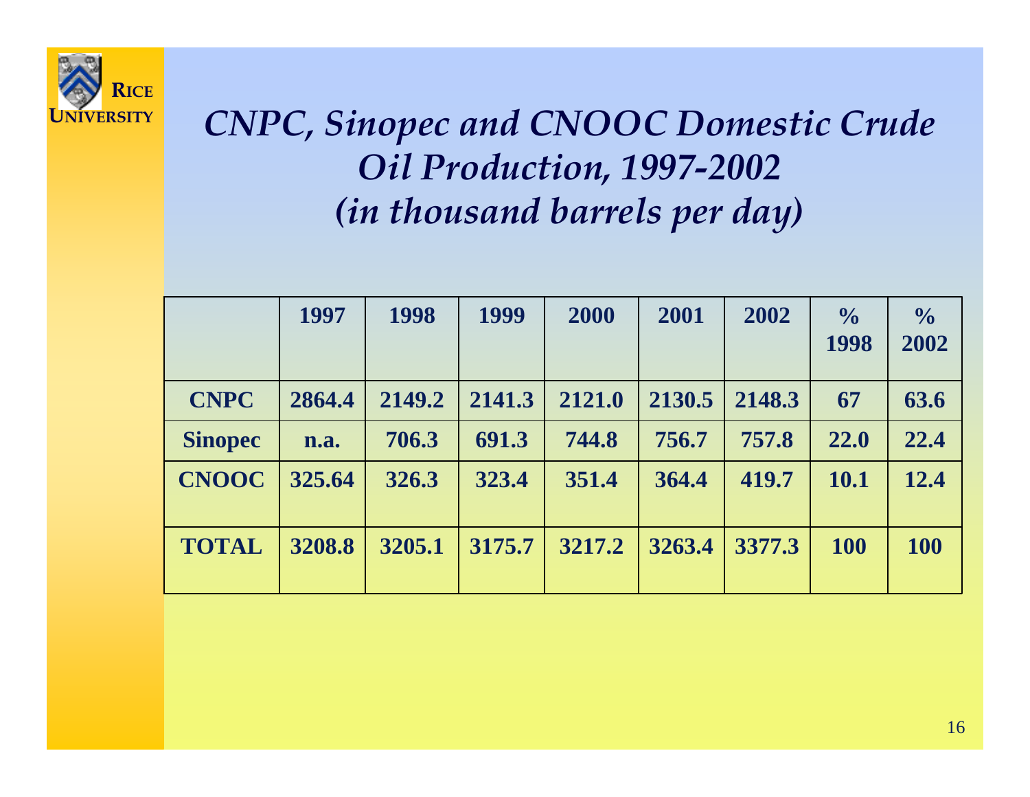# CNPC, Sinopec and CNOOC Domestic Crude Oil Production, 1997-2002 (in thousand barrels per day)

| | 1997 | 1998 | 1999 | 2000 | 2001 | 2002 | % 1998 | % 2002 |
|---|---|---|---|---|---|---|---|---|
| **CNPC** | **2864.4** | **2149.2** | **2141.3** | **2121.0** | **2130.5** | **2148.3** | **67** | **63.6** |
| **Sinopec** | **n.a.** | **706.3** | **691.3** | **744.8** | **756.7** | **757.8** | **22.0** | **22.4** |
| **CNOOC** | **325.64** | **326.3** | **323.4** | **351.4** | **364.4** | **419.7** | **10.1** | **12.4** |
| **TOTAL** | **3208.8** | **3205.1** | **3175.7** | **3217.2** | **3263.4** | **3377.3** | **100** | **100** |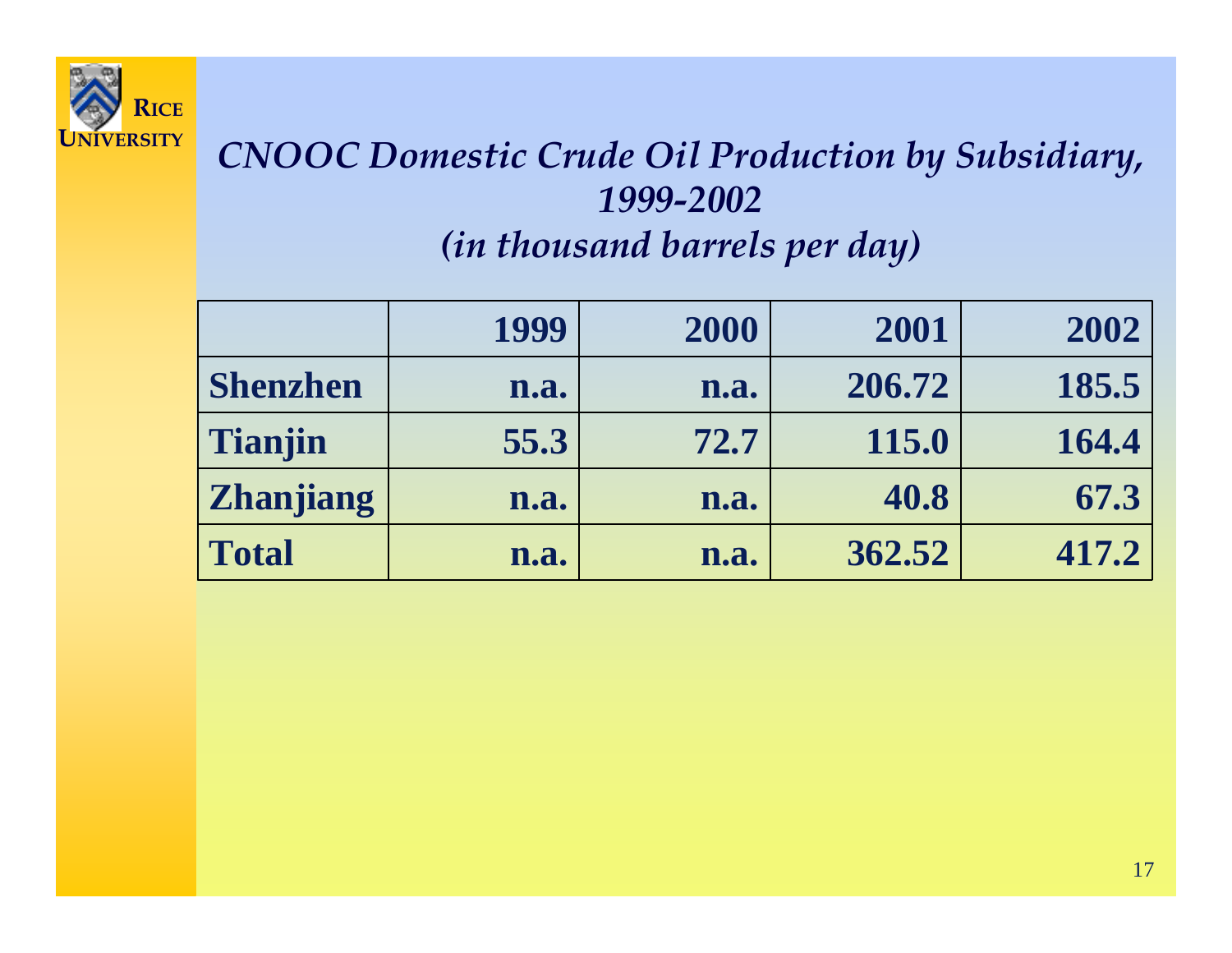## *CNOOC Domestic Crude Oil Production by Subsidiary, 1999-2002 (in thousand barrels per day)*

| | 1999 | 2000 | 2001 | 2002 |
|---|---|---|---|---|
| **Shenzhen** | n.a. | n.a. | 206.72 | 185.5 |
| **Tianjin** | 55.3 | 72.7 | 115.0 | 164.4 |
| **Zhanjiang** | n.a. | n.a. | 40.8 | 67.3 |
| **Total** | n.a. | n.a. | 362.52 | 417.2 |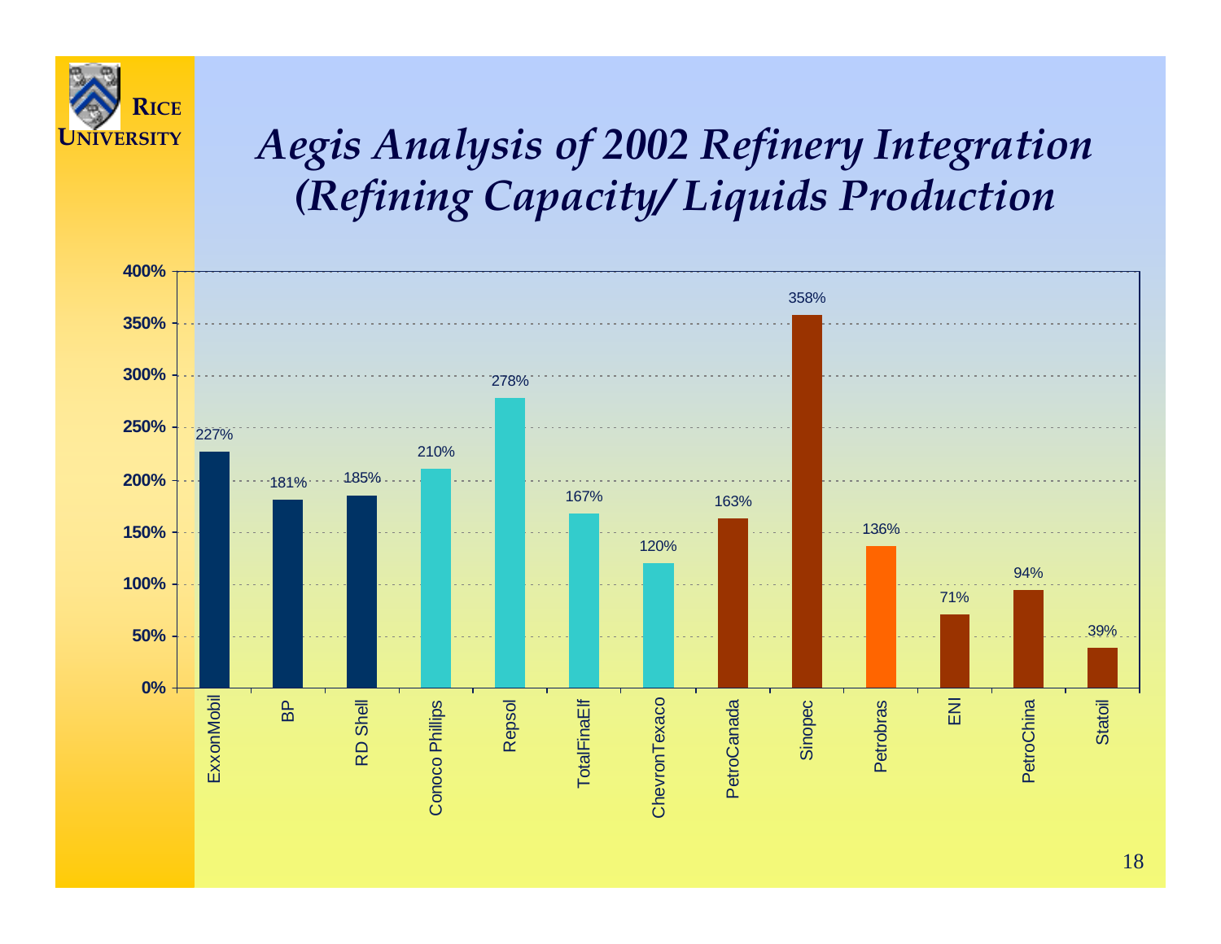# *Aegis Analysis of 2002 Refinery Integration (Refining Capacity/ Liquids Production*

| Company | Refining Capacity / Liquids Production |
|---|---|
| ExxonMobil | 227% |
| BP | 181% |
| RD Shell | 185% |
| Conoco Phillips | 210% |
| Repsol | 278% |
| TotalFinaElf | 167% |
| ChevronTexaco | 120% |
| PetroCanada | 163% |
| Sinopec | 358% |
| Petrobras | 136% |
| ENI | 71% |
| PetroChina | 94% |
| Statoil | 39% |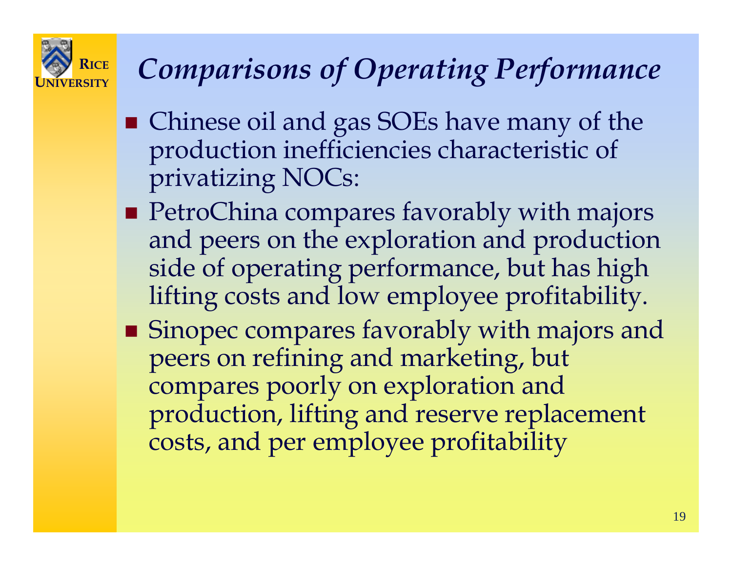# *Comparisons of Operating Performance*

- Chinese oil and gas SOEs have many of the production inefficiencies characteristic of privatizing NOCs:
- PetroChina compares favorably with majors and peers on the exploration and production side of operating performance, but has high lifting costs and low employee profitability.
- Sinopec compares favorably with majors and peers on refining and marketing, but compares poorly on exploration and production, lifting and reserve replacement costs, and per employee profitability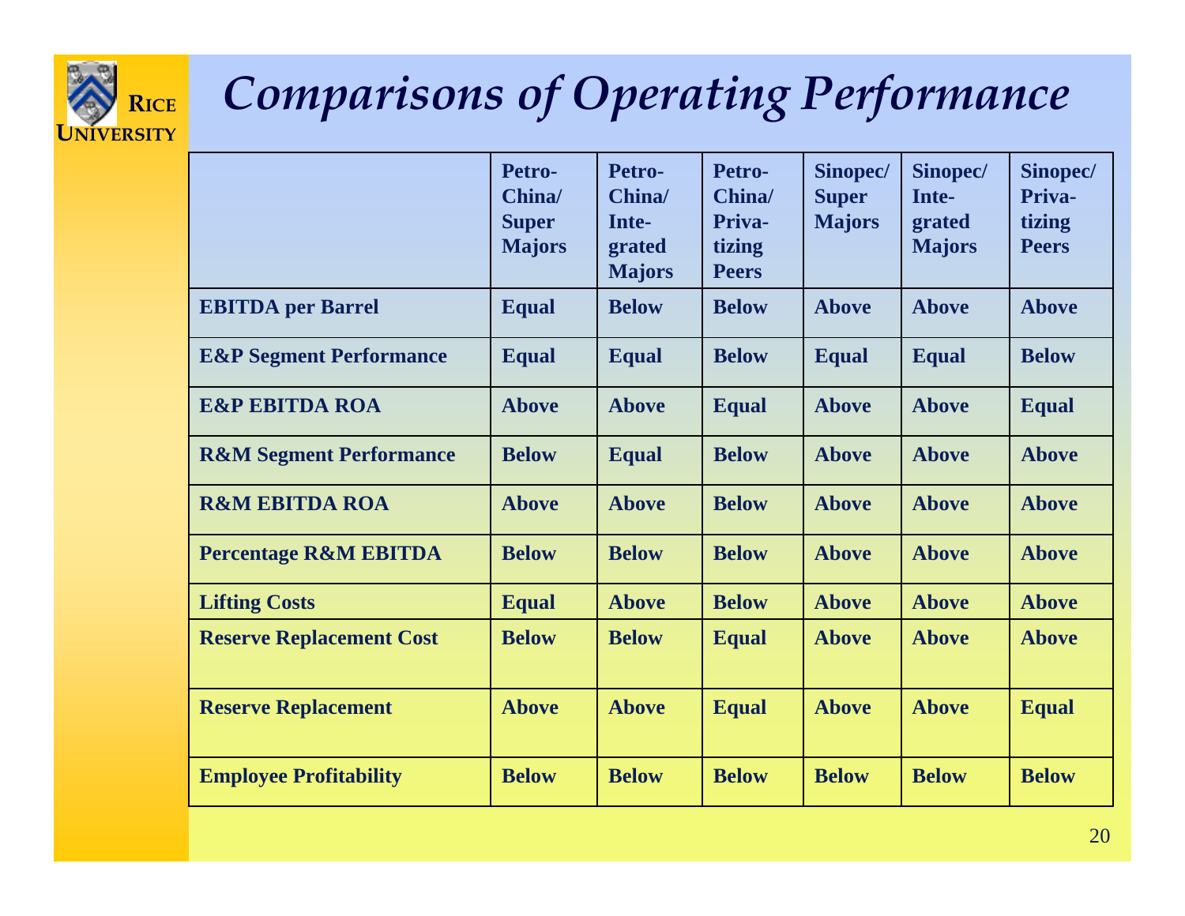# Comparisons of Operating Performance

| | PetroChina/ Super Majors | PetroChina/ Integrated Majors | PetroChina/ Privatizing Peers | Sinopec/ Super Majors | Sinopec/ Integrated Majors | Sinopec/ Privatizing Peers |
|---|---|---|---|---|---|---|
| **EBITDA per Barrel** | **Equal** | **Below** | **Below** | **Above** | **Above** | **Above** |
| **E&P Segment Performance** | **Equal** | **Equal** | **Below** | **Equal** | **Equal** | **Below** |
| **E&P EBITDA ROA** | **Above** | **Above** | **Equal** | **Above** | **Above** | **Equal** |
| **R&M Segment Performance** | **Below** | **Equal** | **Below** | **Above** | **Above** | **Above** |
| **R&M EBITDA ROA** | **Above** | **Above** | **Below** | **Above** | **Above** | **Above** |
| **Percentage R&M EBITDA** | **Below** | **Below** | **Below** | **Above** | **Above** | **Above** |
| **Lifting Costs** | **Equal** | **Above** | **Below** | **Above** | **Above** | **Above** |
| **Reserve Replacement Cost** | **Below** | **Below** | **Equal** | **Above** | **Above** | **Above** |
| **Reserve Replacement** | **Above** | **Above** | **Equal** | **Above** | **Above** | **Equal** |
| **Employee Profitability** | **Below** | **Below** | **Below** | **Below** | **Below** | **Below** |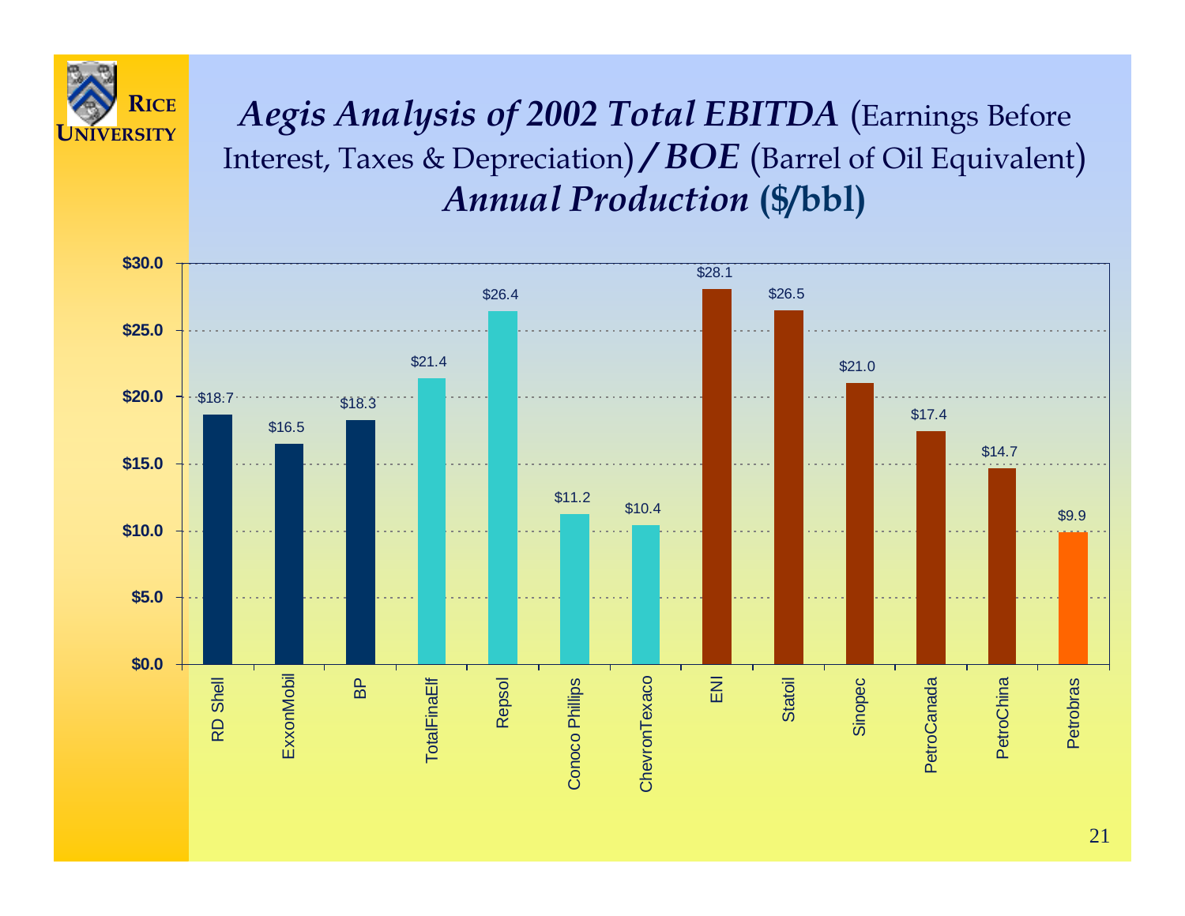# *Aegis Analysis of 2002 Total EBITDA* (Earnings Before Interest, Taxes & Depreciation) */ BOE* (Barrel of Oil Equivalent) *Annual Production* ($/bbl)

| Company | $/bbl |
|---|---|
| RD Shell | $18.7 |
| ExxonMobil | $16.5 |
| BP | $18.3 |
| TotalFinaElf | $21.4 |
| Repsol | $26.4 |
| Conoco Phillips | $11.2 |
| ChevronTexaco | $10.4 |
| ENI | $28.1 |
| Statoil | $26.5 |
| Sinopec | $21.0 |
| PetroCanada | $17.4 |
| PetroChina | $14.7 |
| Petrobras | $9.9 |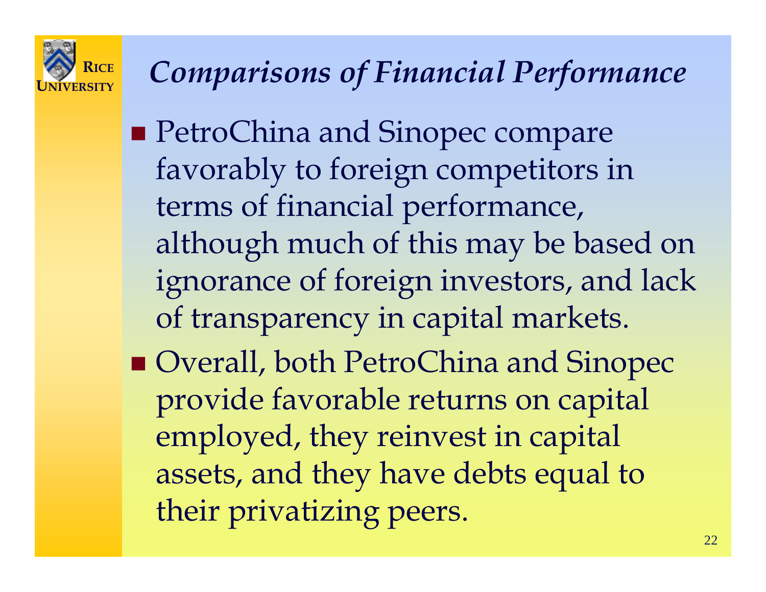# *Comparisons of Financial Performance*

- PetroChina and Sinopec compare favorably to foreign competitors in terms of financial performance, although much of this may be based on ignorance of foreign investors, and lack of transparency in capital markets.
- Overall, both PetroChina and Sinopec provide favorable returns on capital employed, they reinvest in capital assets, and they have debts equal to their privatizing peers.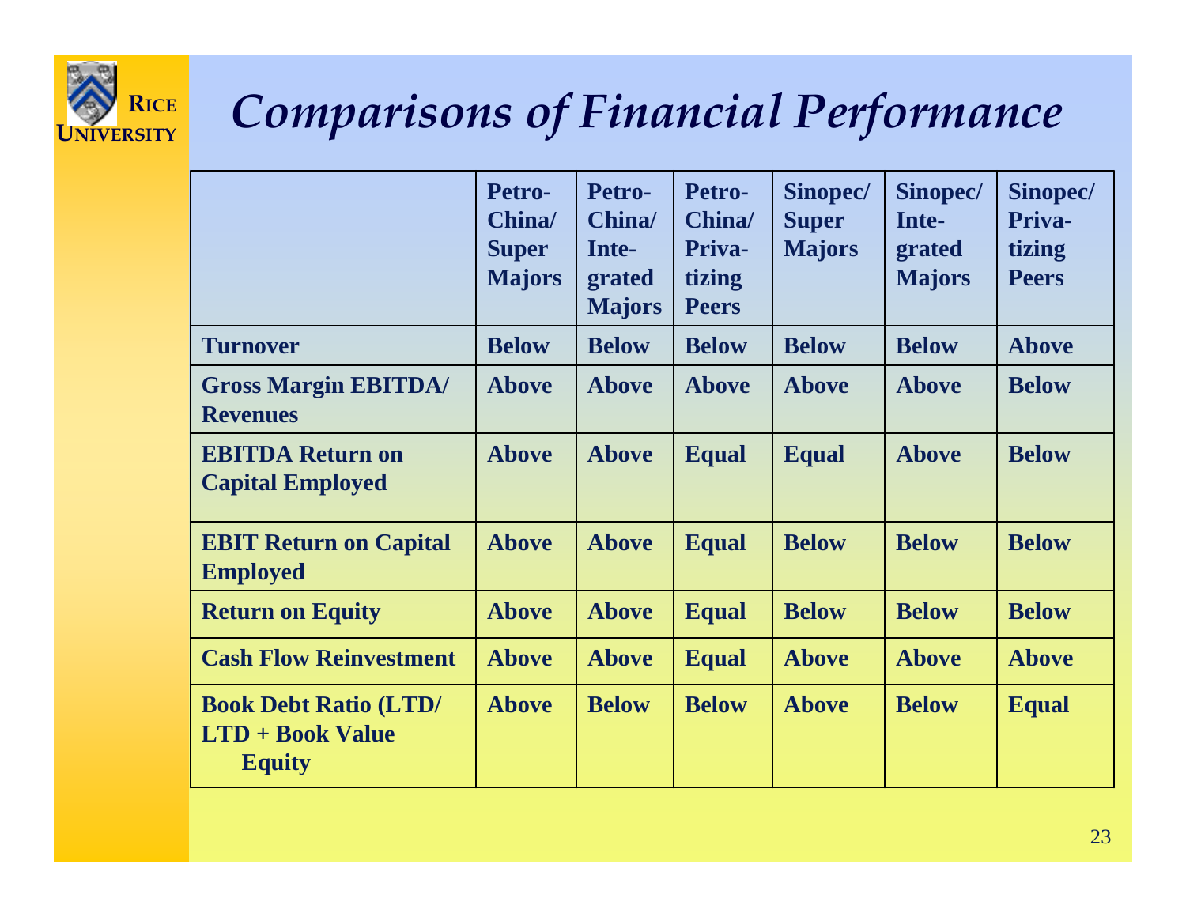# *Comparisons of Financial Performance*

| | PetroChina/ Super Majors | PetroChina/ Integrated Majors | PetroChina/ Privatizing Peers | Sinopec/ Super Majors | Sinopec/ Integrated Majors | Sinopec/ Privatizing Peers |
|---|---|---|---|---|---|---|
| **Turnover** | **Below** | **Below** | **Below** | **Below** | **Below** | **Above** |
| **Gross Margin EBITDA/ Revenues** | **Above** | **Above** | **Above** | **Above** | **Above** | **Below** |
| **EBITDA Return on Capital Employed** | **Above** | **Above** | **Equal** | **Equal** | **Above** | **Below** |
| **EBIT Return on Capital Employed** | **Above** | **Above** | **Equal** | **Below** | **Below** | **Below** |
| **Return on Equity** | **Above** | **Above** | **Equal** | **Below** | **Below** | **Below** |
| **Cash Flow Reinvestment** | **Above** | **Above** | **Equal** | **Above** | **Above** | **Above** |
| **Book Debt Ratio (LTD/ LTD + Book Value Equity** | **Above** | **Below** | **Below** | **Above** | **Below** | **Equal** |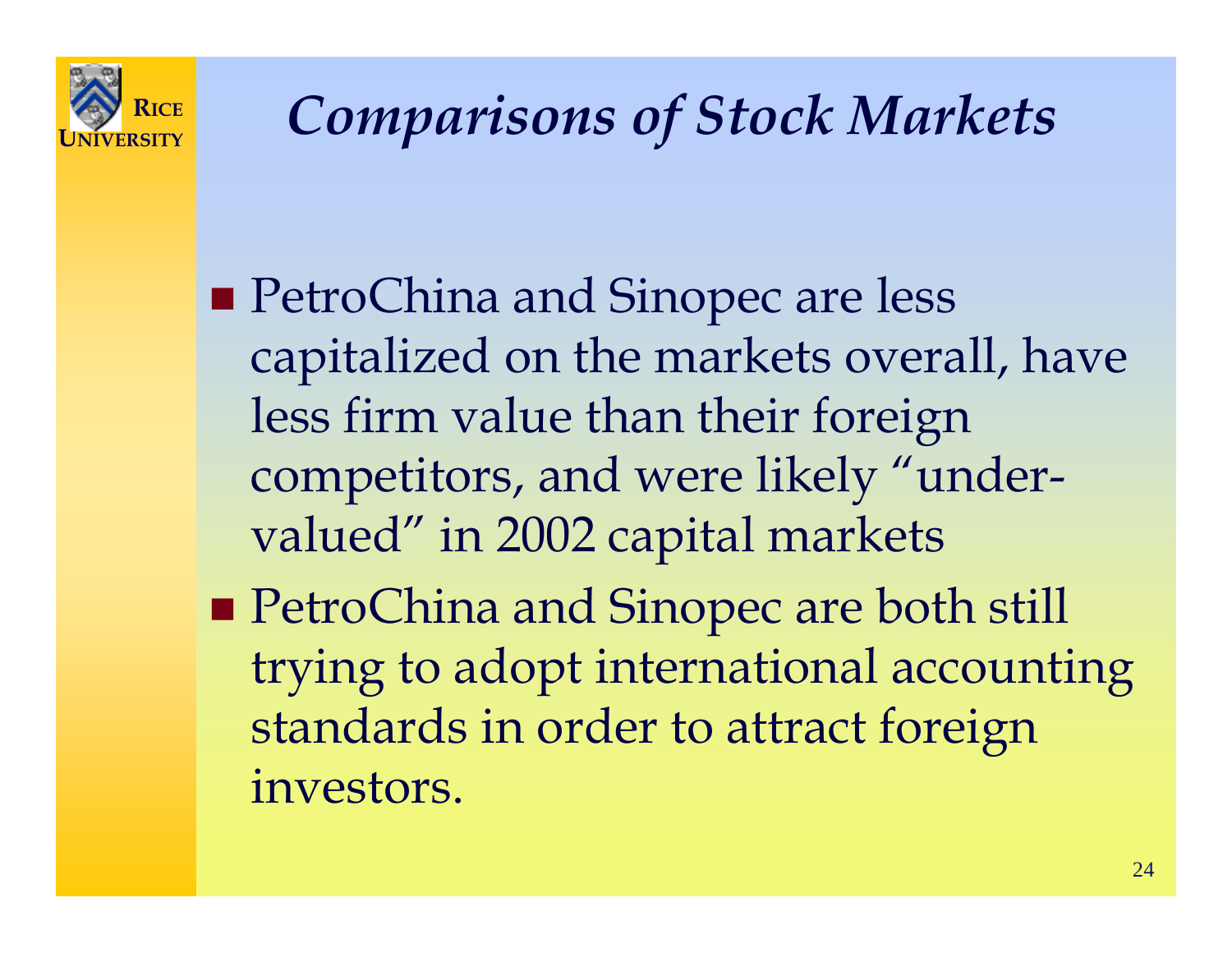# *Comparisons of Stock Markets*

- PetroChina and Sinopec are less capitalized on the markets overall, have less firm value than their foreign competitors, and were likely "under-valued" in 2002 capital markets
- PetroChina and Sinopec are both still trying to adopt international accounting standards in order to attract foreign investors.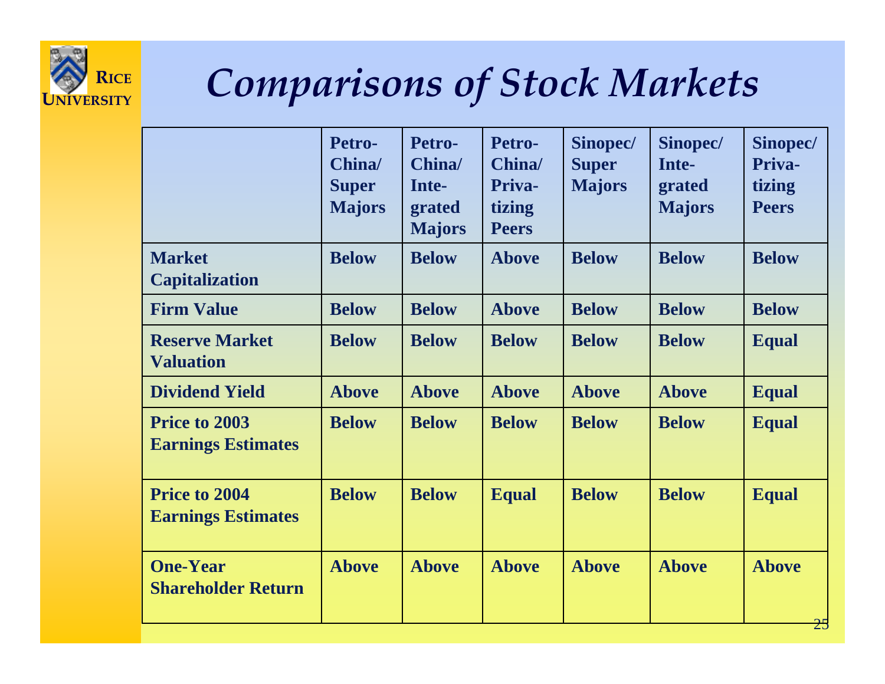# Comparisons of Stock Markets

| | PetroChina/ Super Majors | PetroChina/ Integrated Majors | PetroChina/ Privatizing Peers | Sinopec/ Super Majors | Sinopec/ Integrated Majors | Sinopec/ Privatizing Peers |
|---|---|---|---|---|---|---|
| **Market Capitalization** | **Below** | **Below** | **Above** | **Below** | **Below** | **Below** |
| **Firm Value** | **Below** | **Below** | **Above** | **Below** | **Below** | **Below** |
| **Reserve Market Valuation** | **Below** | **Below** | **Below** | **Below** | **Below** | **Equal** |
| **Dividend Yield** | **Above** | **Above** | **Above** | **Above** | **Above** | **Equal** |
| **Price to 2003 Earnings Estimates** | **Below** | **Below** | **Below** | **Below** | **Below** | **Equal** |
| **Price to 2004 Earnings Estimates** | **Below** | **Below** | **Equal** | **Below** | **Below** | **Equal** |
| **One-Year Shareholder Return** | **Above** | **Above** | **Above** | **Above** | **Above** | **Above** |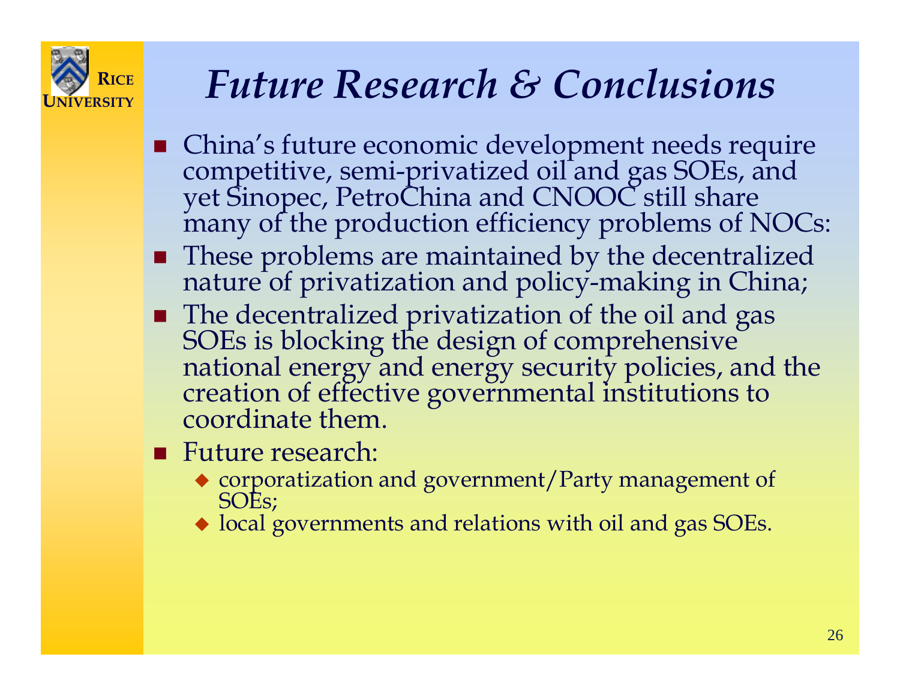# *Future Research & Conclusions*

- China's future economic development needs require competitive, semi-privatized oil and gas SOEs, and yet Sinopec, PetroChina and CNOOC still share many of the production efficiency problems of NOCs:
- These problems are maintained by the decentralized nature of privatization and policy-making in China;
- The decentralized privatization of the oil and gas SOEs is blocking the design of comprehensive national energy and energy security policies, and the creation of effective governmental institutions to coordinate them.
- Future research:
  - corporatization and government/Party management of SOEs;
  - local governments and relations with oil and gas SOEs.